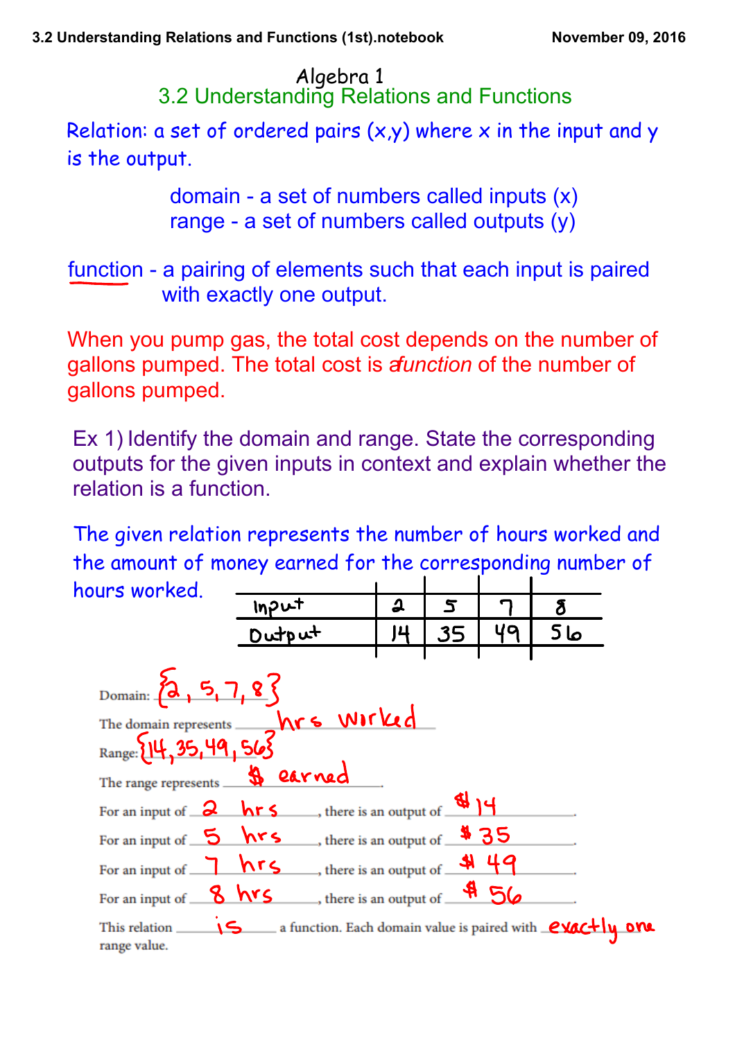# Algebra 1

## 3.2 Understanding Relations and Functions

Relation: a set of ordered pairs (x,y) where x in the input and y is the output.

domain - a set of numbers called inputs (x)
range - a set of numbers called outputs (y)

function - a pairing of elements such that each input is paired with exactly one output.

When you pump gas, the total cost depends on the number of gallons pumped. The total cost is a *function* of the number of gallons pumped.

Ex 1) Identify the domain and range. State the corresponding outputs for the given inputs in context and explain whether the relation is a function.

The given relation represents the number of hours worked and the amount of money earned for the corresponding number of hours worked.

| Input | 2 | 5 | 7 | 8 |
|---|---|---|---|---|
| Output | 14 | 35 | 49 | 56 |

Domain: {2, 5, 7, 8}

The domain represents hrs worked

Range: {14, 35, 49, 56}

The range represents $ earned

For an input of 2 hrs, there is an output of $14.

For an input of 5 hrs, there is an output of $35.

For an input of 7 hrs, there is an output of $49.

For an input of 8 hrs, there is an output of $56.

This relation is a function. Each domain value is paired with exactly one range value.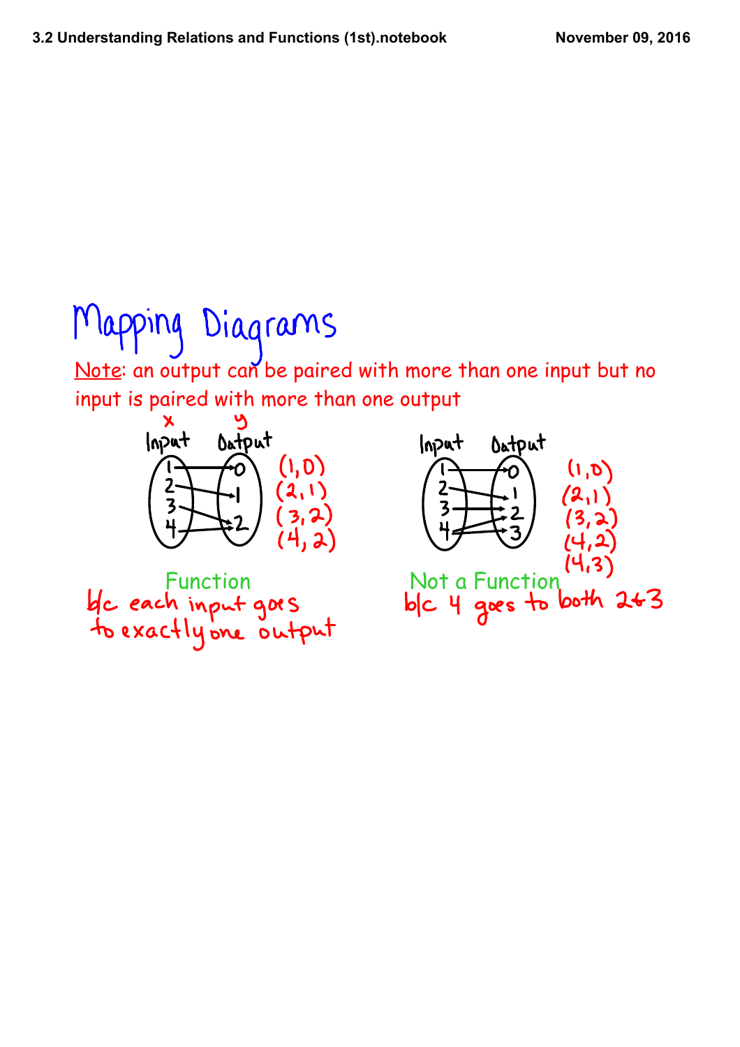# Mapping Diagrams

Note: an output can be paired with more than one input but no input is paired with more than one output

| x Input | y Output |
|---|---|
| 1 | 0 |
| 2 | 1 |
| 3 | 2 |
| 4 | 2 |

(1,0)
(2,1)
(3,2)
(4,2)

Function

b/c each input goes to exactly one output

| Input | Output |
|---|---|
| 1 | 0 |
| 2 | 1 |
| 3 | 2 |
| 4 | 2 |
| 4 | 3 |

(1,0)
(2,1)
(3,2)
(4,2)
(4,3)

Not a Function

b/c 4 goes to both 2 & 3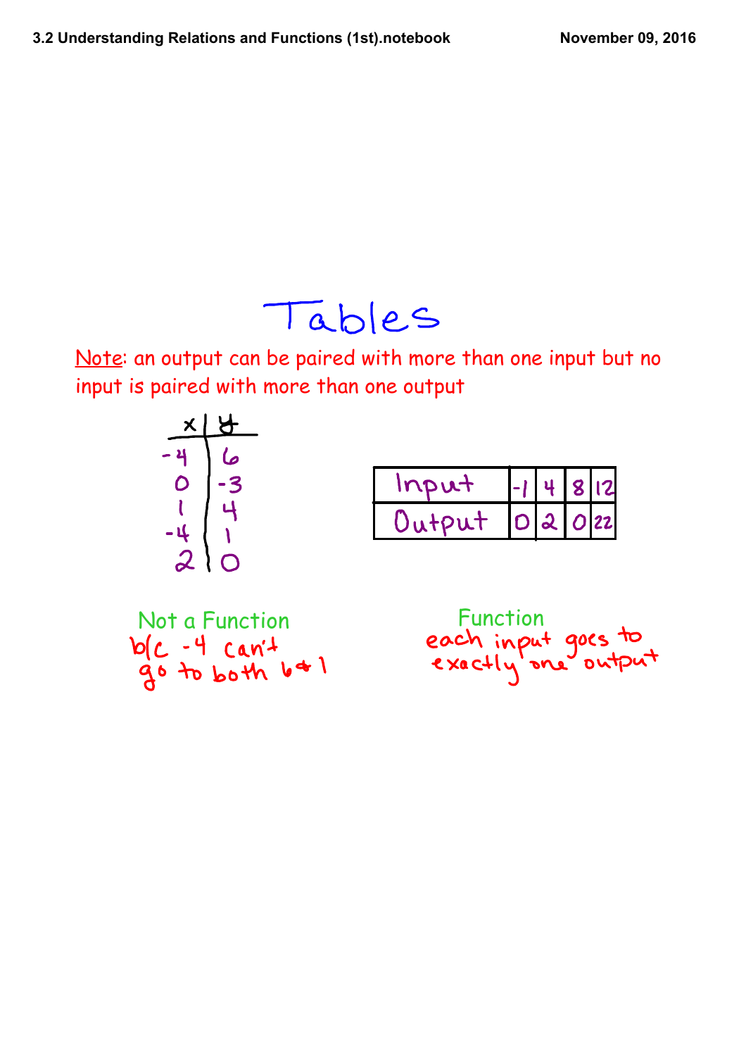# Tables

Note: an output can be paired with more than one input but no input is paired with more than one output

| x | y |
|---|---|
| -4 | 6 |
| 0 | -3 |
| 1 | 4 |
| -4 | 1 |
| 2 | 0 |

| Input | -1 | 4 | 8 | 12 |
|---|---|---|---|---|
| Output | 0 | 2 | 0 | 22 |

Not a Function
b/c -4 can't go to both 6 & 1

Function
each input goes to exactly one output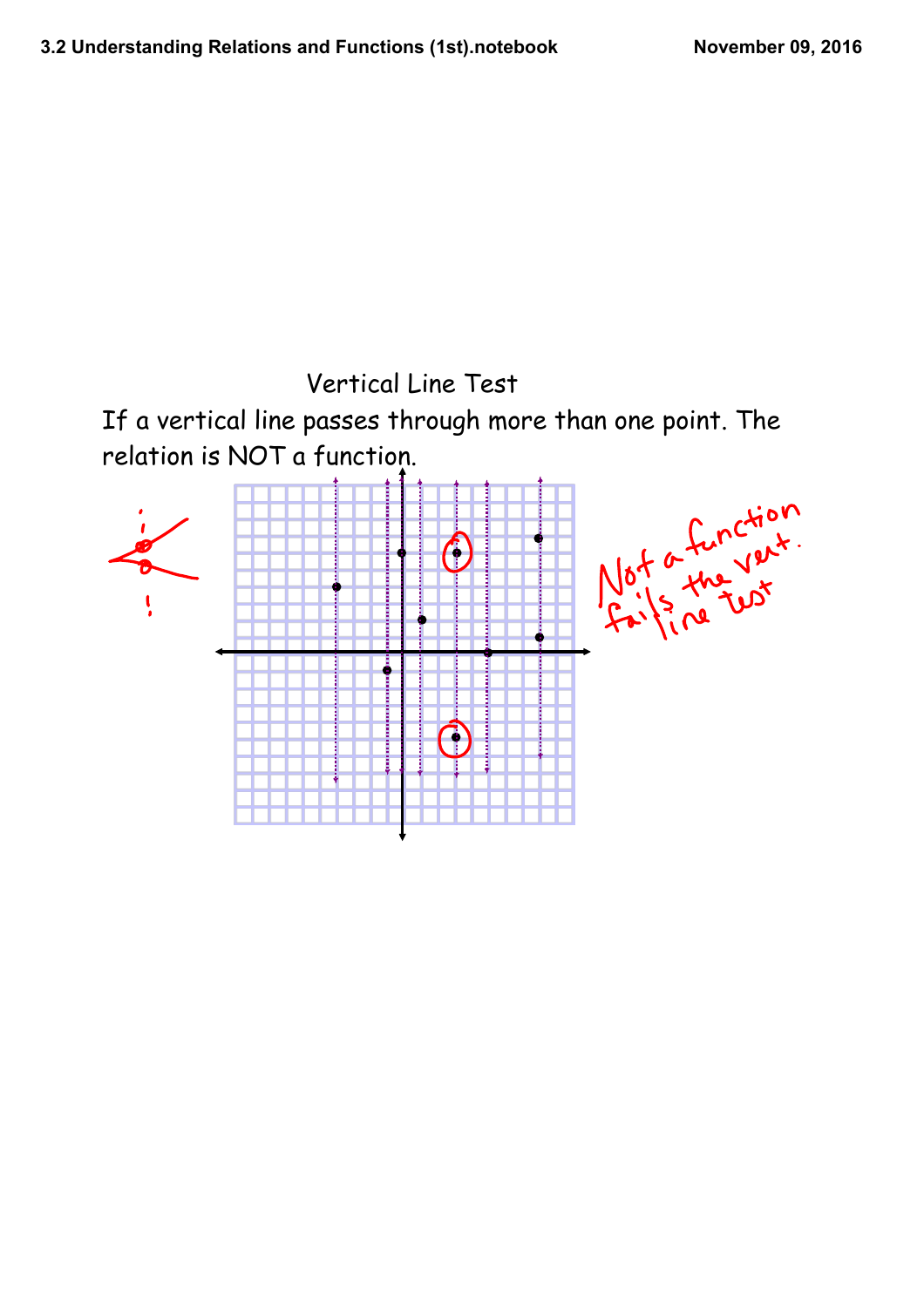## Vertical Line Test

If a vertical line passes through more than one point. The relation is NOT a function.

Not a function fails the vert. line test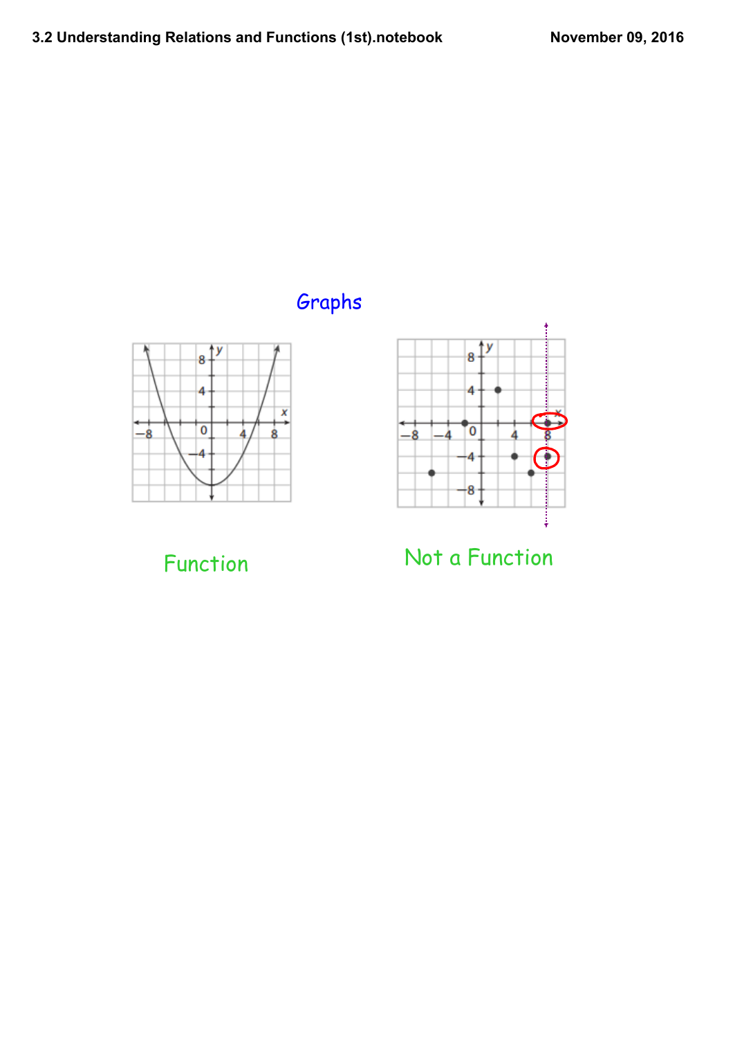## Graphs

Function

Not a Function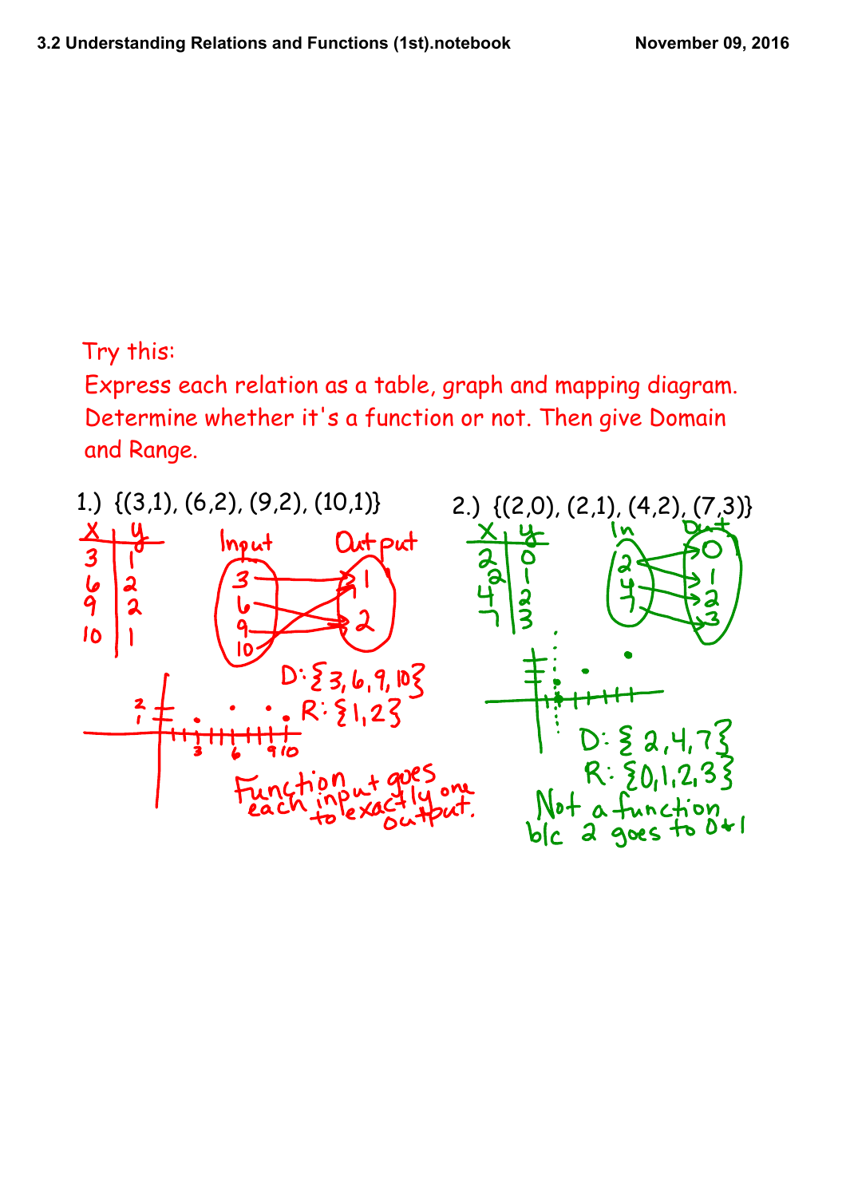Try this:

Express each relation as a table, graph and mapping diagram. Determine whether it's a function or not. Then give Domain and Range.

1.) {(3,1), (6,2), (9,2), (10,1)}

| x | y |
|---|---|
| 3 | 1 |
| 6 | 2 |
| 9 | 2 |
| 10 | 1 |

Input → Output

D: {3, 6, 9, 10}

R: {1, 2}

Function each input goes to exactly one output.

2.) {(2,0), (2,1), (4,2), (7,3)}

| x | y |
|---|---|
| 2 | 0 |
| 2 | 1 |
| 4 | 2 |
| 7 | 3 |

In → Out

D: {2, 4, 7}

R: {0, 1, 2, 3}

Not a function b/c 2 goes to 0 + 1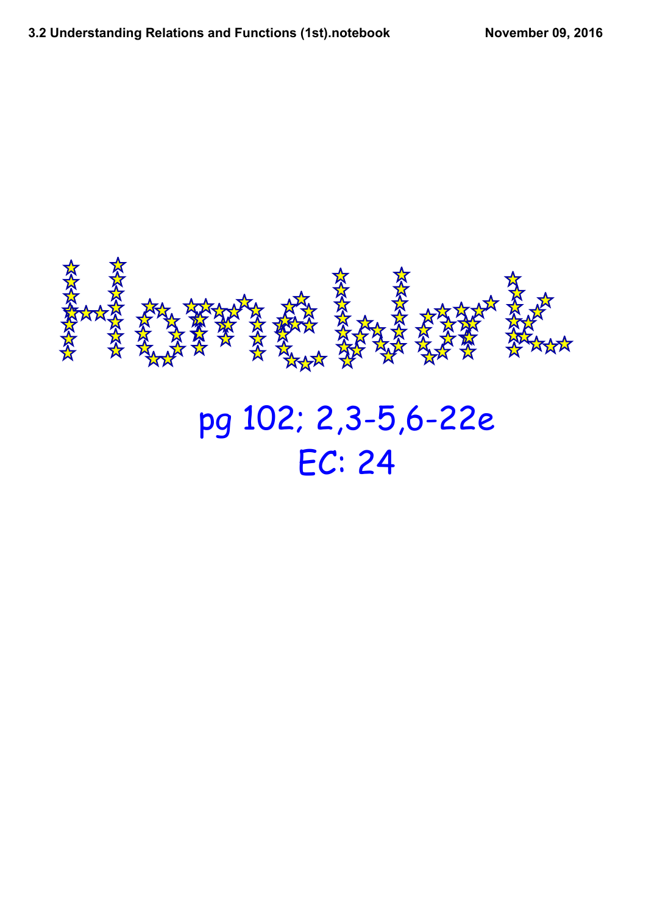# Homework

pg 102; 2,3-5,6-22e

EC: 24